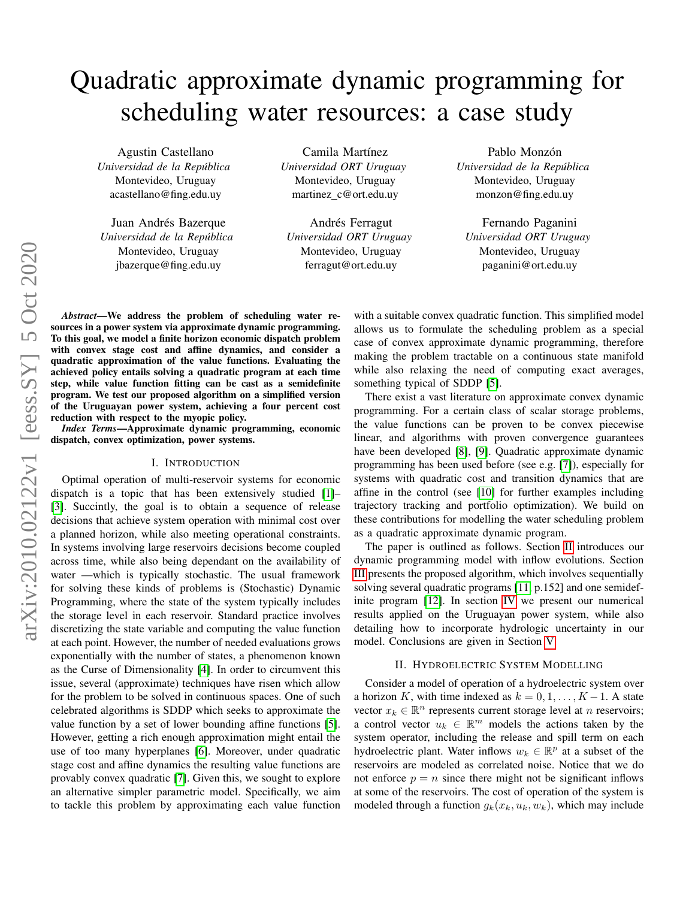# Quadratic approximate dynamic programming for scheduling water resources: a case study

Agustin Castellano
*Universidad de la República*
Montevideo, Uruguay
acastellano@fing.edu.uy

Camila Martínez
*Universidad ORT Uruguay*
Montevideo, Uruguay
martinez_c@ort.edu.uy

Pablo Monzón
*Universidad de la República*
Montevideo, Uruguay
monzon@fing.edu.uy

Juan Andrés Bazerque
*Universidad de la República*
Montevideo, Uruguay
jbazerque@fing.edu.uy

Andrés Ferragut
*Universidad ORT Uruguay*
Montevideo, Uruguay
ferragut@ort.edu.uy

Fernando Paganini
*Universidad ORT Uruguay*
Montevideo, Uruguay
paganini@ort.edu.uy

***Abstract*—We address the problem of scheduling water resources in a power system via approximate dynamic programming. To this goal, we model a finite horizon economic dispatch problem with convex stage cost and affine dynamics, and consider a quadratic approximation of the value functions. Evaluating the achieved policy entails solving a quadratic program at each time step, while value function fitting can be cast as a semidefinite program. We test our proposed algorithm on a simplified version of the Uruguayan power system, achieving a four percent cost reduction with respect to the myopic policy.**

***Index Terms*—Approximate dynamic programming, economic dispatch, convex optimization, power systems.**

## I. Introduction

Optimal operation of multi-reservoir systems for economic dispatch is a topic that has been extensively studied [1]–[3]. Succintly, the goal is to obtain a sequence of release decisions that achieve system operation with minimal cost over a planned horizon, while also meeting operational constraints. In systems involving large reservoirs decisions become coupled across time, while also being dependant on the availability of water —which is typically stochastic. The usual framework for solving these kinds of problems is (Stochastic) Dynamic Programming, where the state of the system typically includes the storage level in each reservoir. Standard practice involves discretizing the state variable and computing the value function at each point. However, the number of needed evaluations grows exponentially with the number of states, a phenomenon known as the Curse of Dimensionality [4]. In order to circumvent this issue, several (approximate) techniques have risen which allow for the problem to be solved in continuous spaces. One of such celebrated algorithms is SDDP which seeks to approximate the value function by a set of lower bounding affine functions [5]. However, getting a rich enough approximation might entail the use of too many hyperplanes [6]. Moreover, under quadratic stage cost and affine dynamics the resulting value functions are provably convex quadratic [7]. Given this, we sought to explore an alternative simpler parametric model. Specifically, we aim to tackle this problem by approximating each value function with a suitable convex quadratic function. This simplified model allows us to formulate the scheduling problem as a special case of convex approximate dynamic programming, therefore making the problem tractable on a continuous state manifold while also relaxing the need of computing exact averages, something typical of SDDP [5].

There exist a vast literature on approximate convex dynamic programming. For a certain class of scalar storage problems, the value functions can be proven to be convex piecewise linear, and algorithms with proven convergence guarantees have been developed [8], [9]. Quadratic approximate dynamic programming has been used before (see e.g. [7]), especially for systems with quadratic cost and transition dynamics that are affine in the control (see [10] for further examples including trajectory tracking and portfolio optimization). We build on these contributions for modelling the water scheduling problem as a quadratic approximate dynamic program.

The paper is outlined as follows. Section II introduces our dynamic programming model with inflow evolutions. Section III presents the proposed algorithm, which involves sequentially solving several quadratic programs [11, p.152] and one semidefinite program [12]. In section IV we present our numerical results applied on the Uruguayan power system, while also detailing how to incorporate hydrologic uncertainty in our model. Conclusions are given in Section V.

## II. Hydroelectric System Modelling

Consider a model of operation of a hydroelectric system over a horizon $K$, with time indexed as $k = 0, 1, \ldots, K-1$. A state vector $x_k \in \mathbb{R}^n$ represents current storage level at $n$ reservoirs; a control vector $u_k \in \mathbb{R}^m$ models the actions taken by the system operator, including the release and spill term on each hydroelectric plant. Water inflows $w_k \in \mathbb{R}^p$ at a subset of the reservoirs are modeled as correlated noise. Notice that we do not enforce $p = n$ since there might not be significant inflows at some of the reservoirs. The cost of operation of the system is modeled through a function $g_k(x_k, u_k, w_k)$, which may include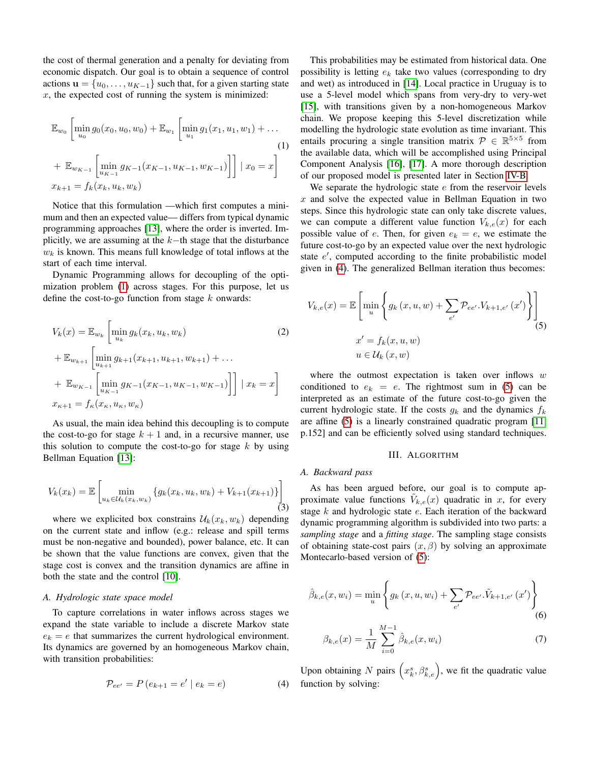the cost of thermal generation and a penalty for deviating from economic dispatch. Our goal is to obtain a sequence of control actions $\mathbf{u} = \{u_0, \ldots, u_{K-1}\}$ such that, for a given starting state $x$, the expected cost of running the system is minimized:

$$
\begin{aligned}
&\mathbb{E}_{w_0}\left[\min_{u_0} g_0(x_0, u_0, w_0) + \mathbb{E}_{w_1}\left[\min_{u_1} g_1(x_1, u_1, w_1) + \ldots \right.\right. \\
&\left.\left. + \ \mathbb{E}_{w_{K-1}}\left[\min_{u_{K-1}} g_{K-1}(x_{K-1}, u_{K-1}, w_{K-1})\right]\right] \mid x_0 = x\right] \\
&x_{k+1} = f_k(x_k, u_k, w_k)
\end{aligned} \tag{1}
$$

Notice that this formulation —which first computes a minimum and then an expected value— differs from typical dynamic programming approaches [13], where the order is inverted. Implicitly, we are assuming at the $k-$th stage that the disturbance $w_k$ is known. This means full knowledge of total inflows at the start of each time interval.

Dynamic Programming allows for decoupling of the optimization problem (1) across stages. For this purpose, let us define the cost-to-go function from stage $k$ onwards:

$$
\begin{aligned}
&V_k(x) = \mathbb{E}_{w_k}\left[\min_{u_k} g_k(x_k, u_k, w_k) \right. \\
&+ \mathbb{E}_{w_{k+1}}\left[\min_{u_{k+1}} g_{k+1}(x_{k+1}, u_{k+1}, w_{k+1}) + \ldots \right. \\
&\left.\left. + \ \mathbb{E}_{w_{K-1}}\left[\min_{u_{K-1}} g_{K-1}(x_{K-1}, u_{K-1}, w_{K-1})\right]\right] \mid x_k = x\right] \\
&x_{\kappa+1} = f_\kappa(x_\kappa, u_\kappa, w_\kappa)
\end{aligned} \tag{2}
$$

As usual, the main idea behind this decoupling is to compute the cost-to-go for stage $k+1$ and, in a recursive manner, use this solution to compute the cost-to-go for stage $k$ by using Bellman Equation [13]:

$$
V_k(x_k) = \mathbb{E}\left[\min_{u_k \in \mathcal{U}_k(x_k, w_k)} \{g_k(x_k, u_k, w_k) + V_{k+1}(x_{k+1})\}\right] \tag{3}
$$

where we explicited box constrains $\mathcal{U}_k(x_k, w_k)$ depending on the current state and inflow (e.g.: release and spill terms must be non-negative and bounded), power balance, etc. It can be shown that the value functions are convex, given that the stage cost is convex and the transition dynamics are affine in both the state and the control [10].

### A. Hydrologic state space model

To capture correlations in water inflows across stages we expand the state variable to include a discrete Markov state $e_k = e$ that summarizes the current hydrological environment. Its dynamics are governed by an homogeneous Markov chain, with transition probabilities:

$$
\mathcal{P}_{ee'} = P\left(e_{k+1} = e' \mid e_k = e\right) \tag{4}
$$

This probabilities may be estimated from historical data. One possibility is letting $e_k$ take two values (corresponding to dry and wet) as introduced in [14]. Local practice in Uruguay is to use a 5-level model which spans from very-dry to very-wet [15], with transitions given by a non-homogeneous Markov chain. We propose keeping this 5-level discretization while modelling the hydrologic state evolution as time invariant. This entails procuring a single transition matrix $\mathcal{P} \in \mathbb{R}^{5\times 5}$ from the available data, which will be accomplished using Principal Component Analysis [16], [17]. A more thorough description of our proposed model is presented later in Section IV-B.

We separate the hydrologic state $e$ from the reservoir levels $x$ and solve the expected value in Bellman Equation in two steps. Since this hydrologic state can only take discrete values, we can compute a different value function $V_{k,e}(x)$ for each possible value of $e$. Then, for given $e_k = e$, we estimate the future cost-to-go by an expected value over the next hydrologic state $e'$, computed according to the finite probabilistic model given in (4). The generalized Bellman iteration thus becomes:

$$
\begin{aligned}
&V_{k,e}(x) = \mathbb{E}\left[\min_u \left\{ g_k\left(x, u, w\right) + \sum_{e'} \mathcal{P}_{ee'}.V_{k+1,e'}\left(x'\right) \right\}\right] \\
&\qquad x' = f_k(x, u, w) \\
&\qquad u \in \mathcal{U}_k\left(x, w\right)
\end{aligned} \tag{5}
$$

where the outmost expectation is taken over inflows $w$ conditioned to $e_k = e$. The rightmost sum in (5) can be interpreted as an estimate of the future cost-to-go given the current hydrologic state. If the costs $g_k$ and the dynamics $f_k$ are affine (5) is a linearly constrained quadratic program [11, p.152] and can be efficiently solved using standard techniques.

## III. Algorithm

### A. Backward pass

As has been argued before, our goal is to compute approximate value functions $\tilde{V}_{k,e}(x)$ quadratic in $x$, for every stage $k$ and hydrologic state $e$. Each iteration of the backward dynamic programming algorithm is subdivided into two parts: a *sampling stage* and a *fitting stage*. The sampling stage consists of obtaining state-cost pairs $(x, \beta)$ by solving an approximate Montecarlo-based version of (5):

$$
\hat{\beta}_{k,e}(x, w_i) = \min_u \left\{ g_k\left(x, u, w_i\right) + \sum_{e'} \mathcal{P}_{ee'}.\tilde{V}_{k+1,e'}\left(x'\right) \right\} \tag{6}
$$

$$
\beta_{k,e}(x) = \frac{1}{M}\sum_{i=0}^{M-1} \hat{\beta}_{k,e}(x, w_i) \tag{7}
$$

Upon obtaining $N$ pairs $\left(x_k^s, \beta_{k,e}^s\right)$, we fit the quadratic value function by solving: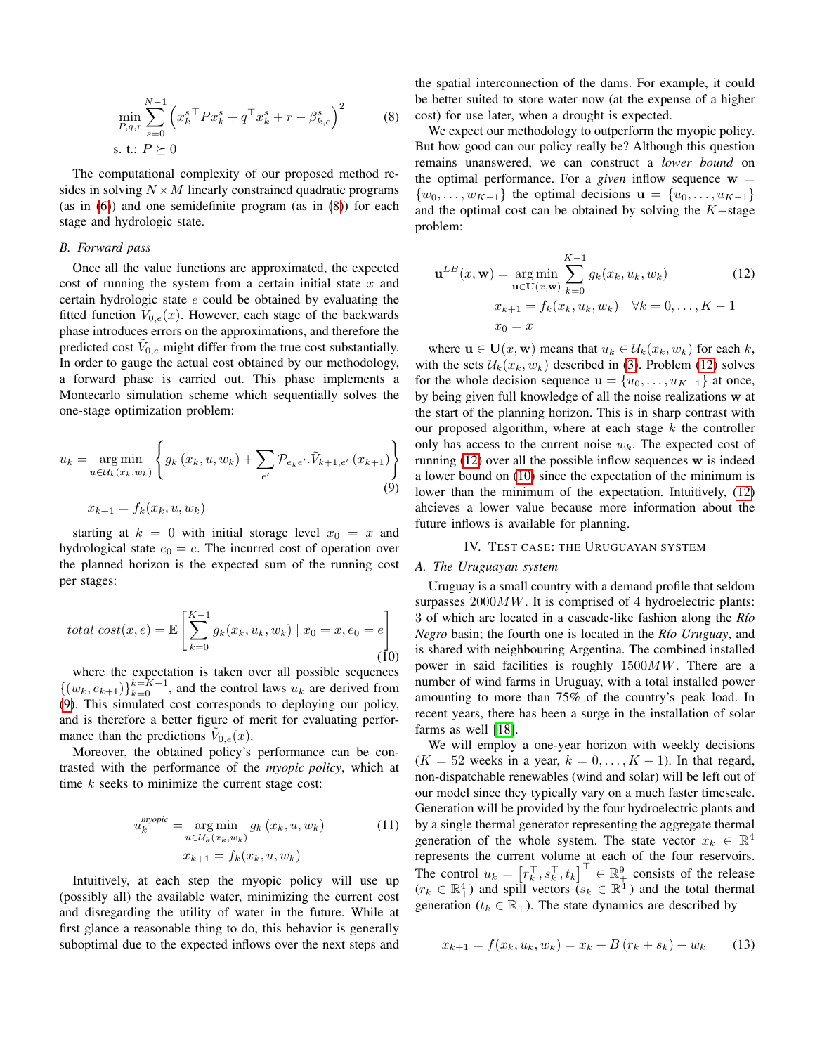$$\min_{P,q,r} \sum_{s=0}^{N-1} \left( x_k^{s\top} P x_k^s + q^\top x_k^s + r - \beta_{k,e}^s \right)^2 \tag{8}$$

$$\text{s. t.: } P \succeq 0$$

The computational complexity of our proposed method resides in solving $N \times M$ linearly constrained quadratic programs (as in (6)) and one semidefinite program (as in (8)) for each stage and hydrologic state.

### B. Forward pass

Once all the value functions are approximated, the expected cost of running the system from a certain initial state $x$ and certain hydrologic state $e$ could be obtained by evaluating the fitted function $\tilde{V}_{0,e}(x)$. However, each stage of the backwards phase introduces errors on the approximations, and therefore the predicted cost $\tilde{V}_{0,e}$ might differ from the true cost substantially. In order to gauge the actual cost obtained by our methodology, a forward phase is carried out. This phase implements a Montecarlo simulation scheme which sequentially solves the one-stage optimization problem:

$$u_k = \underset{u \in \mathcal{U}_k(x_k, w_k)}{\arg\min} \left\{ g_k(x_k, u, w_k) + \sum_{e'} \mathcal{P}_{e_k e'} . \tilde{V}_{k+1,e'}(x_{k+1}) \right\} \tag{9}$$

$$x_{k+1} = f_k(x_k, u, w_k)$$

starting at $k = 0$ with initial storage level $x_0 = x$ and hydrological state $e_0 = e$. The incurred cost of operation over the planned horizon is the expected sum of the running cost per stages:

$$\textit{total cost}(x, e) = \mathbb{E}\left[ \sum_{k=0}^{K-1} g_k(x_k, u_k, w_k) \mid x_0 = x, e_0 = e \right] \tag{10}$$

where the expectation is taken over all possible sequences $\{(w_k, e_{k+1})\}_{k=0}^{k=K-1}$, and the control laws $u_k$ are derived from (9). This simulated cost corresponds to deploying our policy, and is therefore a better figure of merit for evaluating performance than the predictions $\tilde{V}_{0,e}(x)$.

Moreover, the obtained policy's performance can be contrasted with the performance of the *myopic policy*, which at time $k$ seeks to minimize the current stage cost:

$$u_k^{\textit{myopic}} = \underset{u \in \mathcal{U}_k(x_k, w_k)}{\arg\min} \; g_k(x_k, u, w_k) \tag{11}$$

$$x_{k+1} = f_k(x_k, u, w_k)$$

Intuitively, at each step the myopic policy will use up (possibly all) the available water, minimizing the current cost and disregarding the utility of water in the future. While at first glance a reasonable thing to do, this behavior is generally suboptimal due to the expected inflows over the next steps and the spatial interconnection of the dams. For example, it could be better suited to store water now (at the expense of a higher cost) for use later, when a drought is expected.

We expect our methodology to outperform the myopic policy. But how good can our policy really be? Although this question remains unanswered, we can construct a *lower bound* on the optimal performance. For a *given* inflow sequence $\mathbf{w} = \{w_0, \dots, w_{K-1}\}$ the optimal decisions $\mathbf{u} = \{u_0, \dots, u_{K-1}\}$ and the optimal cost can be obtained by solving the $K-$stage problem:

$$\mathbf{u}^{LB}(x, \mathbf{w}) = \underset{\mathbf{u} \in \mathbf{U}(x, \mathbf{w})}{\arg\min} \sum_{k=0}^{K-1} g_k(x_k, u_k, w_k) \tag{12}$$

$$x_{k+1} = f_k(x_k, u_k, w_k) \quad \forall k = 0, \dots, K-1$$

$$x_0 = x$$

where $\mathbf{u} \in \mathbf{U}(x, \mathbf{w})$ means that $u_k \in \mathcal{U}_k(x_k, w_k)$ for each $k$, with the sets $\mathcal{U}_k(x_k, w_k)$ described in (3). Problem (12) solves for the whole decision sequence $\mathbf{u} = \{u_0, \dots, u_{K-1}\}$ at once, by being given full knowledge of all the noise realizations $\mathbf{w}$ at the start of the planning horizon. This is in sharp contrast with our proposed algorithm, where at each stage $k$ the controller only has access to the current noise $w_k$. The expected cost of running (12) over all the possible inflow sequences $\mathbf{w}$ is indeed a lower bound on (10) since the expectation of the minimum is lower than the minimum of the expectation. Intuitively, (12) ahcieves a lower value because more information about the future inflows is available for planning.

## IV. Test case: the Uruguayan system

### A. The Uruguayan system

Uruguay is a small country with a demand profile that seldom surpasses $2000MW$. It is comprised of 4 hydroelectric plants: 3 of which are located in a cascade-like fashion along the *Río Negro* basin; the fourth one is located in the *Río Uruguay*, and is shared with neighbouring Argentina. The combined installed power in said facilities is roughly $1500MW$. There are a number of wind farms in Uruguay, with a total installed power amounting to more than 75% of the country's peak load. In recent years, there has been a surge in the installation of solar farms as well [18].

We will employ a one-year horizon with weekly decisions ($K = 52$ weeks in a year, $k = 0, \dots, K-1$). In that regard, non-dispatchable renewables (wind and solar) will be left out of our model since they typically vary on a much faster timescale. Generation will be provided by the four hydroelectric plants and by a single thermal generator representing the aggregate thermal generation of the whole system. The state vector $x_k \in \mathbb{R}^4$ represents the current volume at each of the four reservoirs. The control $u_k = \left[ r_k^\top, s_k^\top, t_k \right]^\top \in \mathbb{R}_+^9$ consists of the release ($r_k \in \mathbb{R}_+^4$) and spill vectors ($s_k \in \mathbb{R}_+^4$) and the total thermal generation ($t_k \in \mathbb{R}_+$). The state dynamics are described by

$$x_{k+1} = f(x_k, u_k, w_k) = x_k + B(r_k + s_k) + w_k \tag{13}$$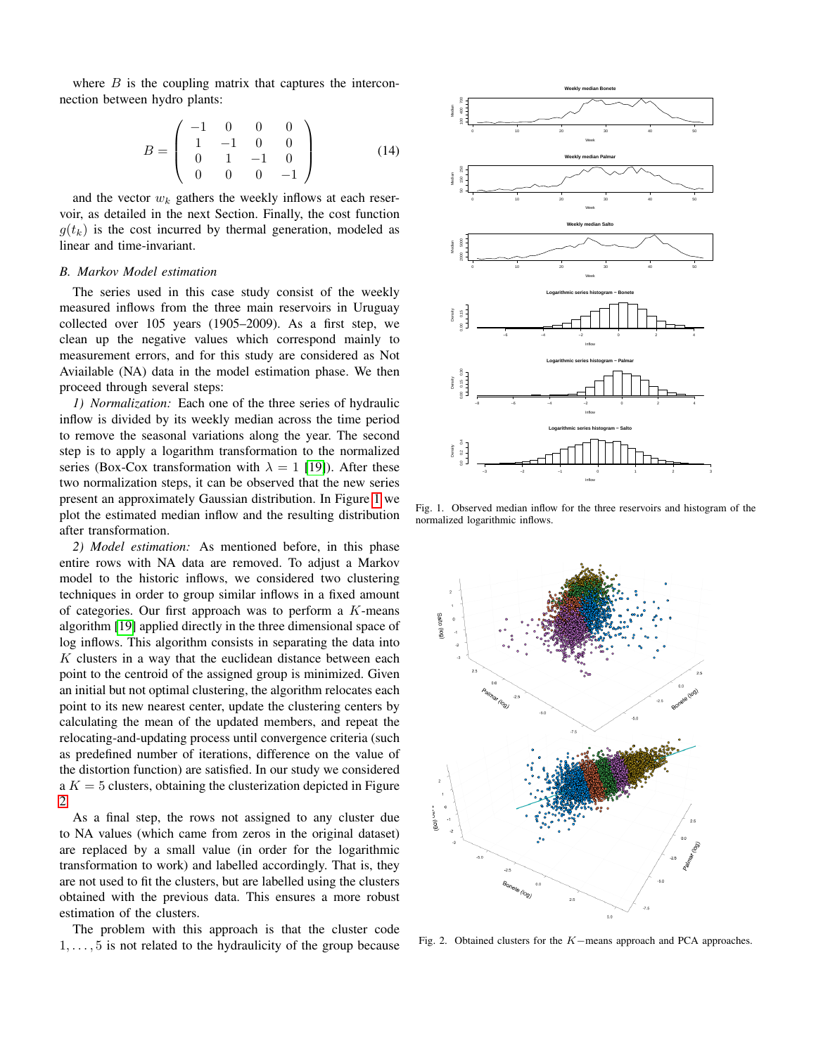where $B$ is the coupling matrix that captures the interconnection between hydro plants:

$$B = \begin{pmatrix} -1 & 0 & 0 & 0 \\ 1 & -1 & 0 & 0 \\ 0 & 1 & -1 & 0 \\ 0 & 0 & 0 & -1 \end{pmatrix} \tag{14}$$

and the vector $w_k$ gathers the weekly inflows at each reservoir, as detailed in the next Section. Finally, the cost function $g(t_k)$ is the cost incurred by thermal generation, modeled as linear and time-invariant.

### *B. Markov Model estimation*

The series used in this case study consist of the weekly measured inflows from the three main reservoirs in Uruguay collected over 105 years (1905–2009). As a first step, we clean up the negative values which correspond mainly to measurement errors, and for this study are considered as Not Aviailable (NA) data in the model estimation phase. We then proceed through several steps:

*1) Normalization:* Each one of the three series of hydraulic inflow is divided by its weekly median across the time period to remove the seasonal variations along the year. The second step is to apply a logarithm transformation to the normalized series (Box-Cox transformation with $\lambda = 1$ [19]). After these two normalization steps, it can be observed that the new series present an approximately Gaussian distribution. In Figure 1 we plot the estimated median inflow and the resulting distribution after transformation.

*2) Model estimation:* As mentioned before, in this phase entire rows with NA data are removed. To adjust a Markov model to the historic inflows, we considered two clustering techniques in order to group similar inflows in a fixed amount of categories. Our first approach was to perform a $K$-means algorithm [19] applied directly in the three dimensional space of log inflows. This algorithm consists in separating the data into $K$ clusters in a way that the euclidean distance between each point to the centroid of the assigned group is minimized. Given an initial but not optimal clustering, the algorithm relocates each point to its new nearest center, update the clustering centers by calculating the mean of the updated members, and repeat the relocating-and-updating process until convergence criteria (such as predefined number of iterations, difference on the value of the distortion function) are satisfied. In our study we considered a $K = 5$ clusters, obtaining the clusterization depicted in Figure 2.

As a final step, the rows not assigned to any cluster due to NA values (which came from zeros in the original dataset) are replaced by a small value (in order for the logarithmic transformation to work) and labelled accordingly. That is, they are not used to fit the clusters, but are labelled using the clusters obtained with the previous data. This ensures a more robust estimation of the clusters.

The problem with this approach is that the cluster code $1, \ldots, 5$ is not related to the hydraulicity of the group because

Fig. 1. Observed median inflow for the three reservoirs and histogram of the normalized logarithmic inflows.

Fig. 2. Obtained clusters for the $K-$means approach and PCA approaches.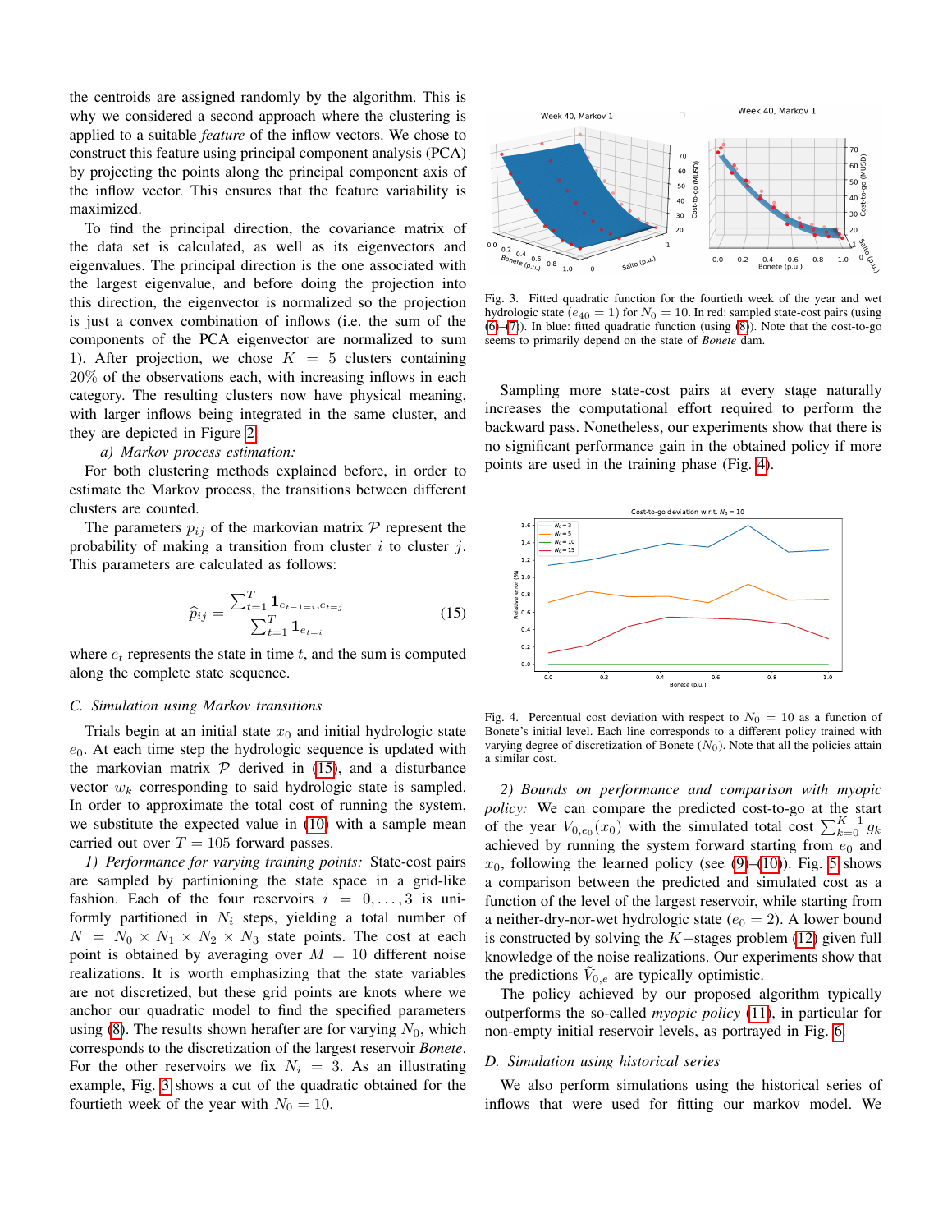the centroids are assigned randomly by the algorithm. This is why we considered a second approach where the clustering is applied to a suitable *feature* of the inflow vectors. We chose to construct this feature using principal component analysis (PCA) by projecting the points along the principal component axis of the inflow vector. This ensures that the feature variability is maximized.

To find the principal direction, the covariance matrix of the data set is calculated, as well as its eigenvectors and eigenvalues. The principal direction is the one associated with the largest eigenvalue, and before doing the projection into this direction, the eigenvector is normalized so the projection is just a convex combination of inflows (i.e. the sum of the components of the PCA eigenvector are normalized to sum 1). After projection, we chose $K = 5$ clusters containing 20% of the observations each, with increasing inflows in each category. The resulting clusters now have physical meaning, with larger inflows being integrated in the same cluster, and they are depicted in Figure 2.

*a) Markov process estimation:*

For both clustering methods explained before, in order to estimate the Markov process, the transitions between different clusters are counted.

The parameters $p_{ij}$ of the markovian matrix $\mathcal{P}$ represent the probability of making a transition from cluster $i$ to cluster $j$. This parameters are calculated as follows:

$$\widehat{p}_{ij} = \frac{\sum_{t=1}^{T} \mathbf{1}_{e_{t-1}=i, e_t=j}}{\sum_{t=1}^{T} \mathbf{1}_{e_t=i}} \tag{15}$$

where $e_t$ represents the state in time $t$, and the sum is computed along the complete state sequence.

### C. Simulation using Markov transitions

Trials begin at an initial state $x_0$ and initial hydrologic state $e_0$. At each time step the hydrologic sequence is updated with the markovian matrix $\mathcal{P}$ derived in (15), and a disturbance vector $w_k$ corresponding to said hydrologic state is sampled. In order to approximate the total cost of running the system, we substitute the expected value in (10) with a sample mean carried out over $T = 105$ forward passes.

*1) Performance for varying training points:* State-cost pairs are sampled by partitioning the state space in a grid-like fashion. Each of the four reservoirs $i = 0, \ldots, 3$ is uniformly partitioned in $N_i$ steps, yielding a total number of $N = N_0 \times N_1 \times N_2 \times N_3$ state points. The cost at each point is obtained by averaging over $M = 10$ different noise realizations. It is worth emphasizing that the state variables are not discretized, but these grid points are knots where we anchor our quadratic model to find the specified parameters using (8). The results shown herafter are for varying $N_0$, which corresponds to the discretization of the largest reservoir *Bonete*. For the other reservoirs we fix $N_i = 3$. As an illustrating example, Fig. 3 shows a cut of the quadratic obtained for the fourtieth week of the year with $N_0 = 10$.

Fig. 3. Fitted quadratic function for the fourtieth week of the year and wet hydrologic state ($e_{40} = 1$) for $N_0 = 10$. In red: sampled state-cost pairs (using (6)–(7)). In blue: fitted quadratic function (using (8)). Note that the cost-to-go seems to primarily depend on the state of *Bonete* dam.

Sampling more state-cost pairs at every stage naturally increases the computational effort required to perform the backward pass. Nonetheless, our experiments show that there is no significant performance gain in the obtained policy if more points are used in the training phase (Fig. 4).

Fig. 4. Percentual cost deviation with respect to $N_0 = 10$ as a function of Bonete's initial level. Each line corresponds to a different policy trained with varying degree of discretization of Bonete ($N_0$). Note that all the policies attain a similar cost.

*2) Bounds on performance and comparison with myopic policy:* We can compare the predicted cost-to-go at the start of the year $V_{0,e_0}(x_0)$ with the simulated total cost $\sum_{k=0}^{K-1} g_k$ achieved by running the system forward starting from $e_0$ and $x_0$, following the learned policy (see (9)–(10)). Fig. 5 shows a comparison between the predicted and simulated cost as a function of the level of the largest reservoir, while starting from a neither-dry-nor-wet hydrologic state ($e_0 = 2$). A lower bound is constructed by solving the $K-$stages problem (12) given full knowledge of the noise realizations. Our experiments show that the predictions $\tilde{V}_{0,e}$ are typically optimistic.

The policy achieved by our proposed algorithm typically outperforms the so-called *myopic policy* (11), in particular for non-empty initial reservoir levels, as portrayed in Fig. 6.

### D. Simulation using historical series

We also perform simulations using the historical series of inflows that were used for fitting our markov model. We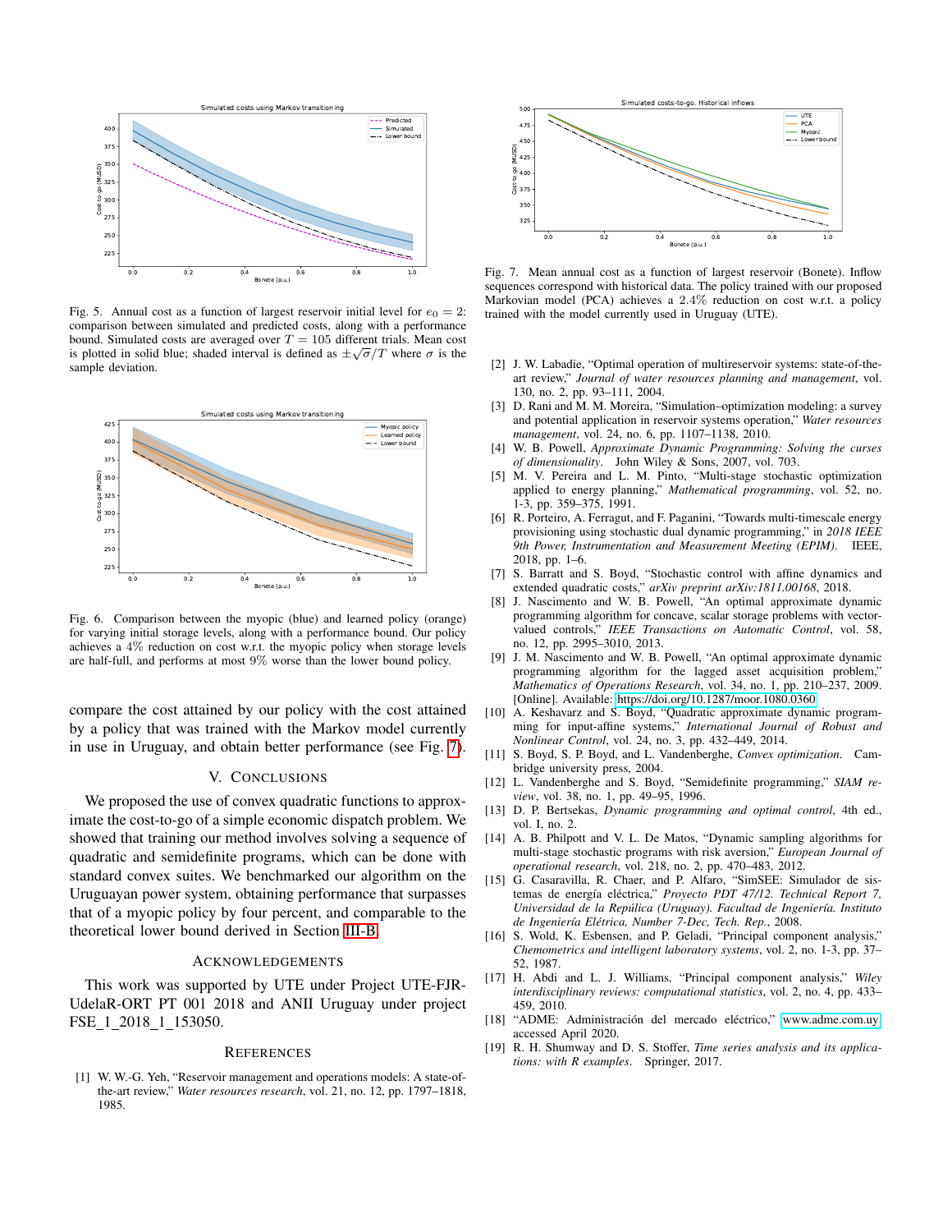Simulated costs using Markov transitioning

Predicted
Simulated
Lower bound

400
375
350
325
300
275
250
225

Cost-to-go (MUSD)

0.0 0.2 0.4 0.6 0.8 1.0

Bonete (p.u.)

Fig. 5. Annual cost as a function of largest reservoir initial level for $e_0 = 2$: comparison between simulated and predicted costs, along with a performance bound. Simulated costs are averaged over $T = 105$ different trials. Mean cost is plotted in solid blue; shaded interval is defined as $\pm\sqrt{\sigma}/T$ where $\sigma$ is the sample deviation.

Simulated costs using Markov transitioning

Myopic policy
Learned policy
Lower bound

425
400
375
350
325
300
275
250
225

Cost-to-go (MUSD)

0.0 0.2 0.4 0.6 0.8 1.0

Bonete (p.u.)

Fig. 6. Comparison between the myopic (blue) and learned policy (orange) for varying initial storage levels, along with a performance bound. Our policy achieves a 4% reduction on cost w.r.t. the myopic policy when storage levels are half-full, and performs at most 9% worse than the lower bound policy.

compare the cost attained by our policy with the cost attained by a policy that was trained with the Markov model currently in use in Uruguay, and obtain better performance (see Fig. 7).

## V. Conclusions

We proposed the use of convex quadratic functions to approximate the cost-to-go of a simple economic dispatch problem. We showed that training our method involves solving a sequence of quadratic and semidefinite programs, which can be done with standard convex suites. We benchmarked our algorithm on the Uruguayan power system, obtaining performance that surpasses that of a myopic policy by four percent, and comparable to the theoretical lower bound derived in Section III-B.

## Acknowledgements

This work was supported by UTE under Project UTE-FJR-UdelaR-ORT PT 001 2018 and ANII Uruguay under project FSE_1_2018_1_153050.

## References

[1] W. W.-G. Yeh, "Reservoir management and operations models: A state-of-the-art review," *Water resources research*, vol. 21, no. 12, pp. 1797–1818, 1985.

Simulated costs-to-go. Historical inflows

UTE
PCA
Myopic
Lower bound

500
475
450
425
400
375
350
325

Cost-to-go (MUSD)

0.0 0.2 0.4 0.6 0.8 1.0

Bonete (p.u.)

Fig. 7. Mean annual cost as a function of largest reservoir (Bonete). Inflow sequences correspond with historical data. The policy trained with our proposed Markovian model (PCA) achieves a 2.4% reduction on cost w.r.t. a policy trained with the model currently used in Uruguay (UTE).

[2] J. W. Labadie, "Optimal operation of multireservoir systems: state-of-the-art review," *Journal of water resources planning and management*, vol. 130, no. 2, pp. 93–111, 2004.

[3] D. Rani and M. M. Moreira, "Simulation–optimization modeling: a survey and potential application in reservoir systems operation," *Water resources management*, vol. 24, no. 6, pp. 1107–1138, 2010.

[4] W. B. Powell, *Approximate Dynamic Programming: Solving the curses of dimensionality*. John Wiley & Sons, 2007, vol. 703.

[5] M. V. Pereira and L. M. Pinto, "Multi-stage stochastic optimization applied to energy planning," *Mathematical programming*, vol. 52, no. 1-3, pp. 359–375, 1991.

[6] R. Porteiro, A. Ferragut, and F. Paganini, "Towards multi-timescale energy provisioning using stochastic dual dynamic programming," in *2018 IEEE 9th Power, Instrumentation and Measurement Meeting (EPIM)*. IEEE, 2018, pp. 1–6.

[7] S. Barratt and S. Boyd, "Stochastic control with affine dynamics and extended quadratic costs," *arXiv preprint arXiv:1811.00168*, 2018.

[8] J. Nascimento and W. B. Powell, "An optimal approximate dynamic programming algorithm for concave, scalar storage problems with vector-valued controls," *IEEE Transactions on Automatic Control*, vol. 58, no. 12, pp. 2995–3010, 2013.

[9] J. M. Nascimento and W. B. Powell, "An optimal approximate dynamic programming algorithm for the lagged asset acquisition problem," *Mathematics of Operations Research*, vol. 34, no. 1, pp. 210–237, 2009. [Online]. Available: https://doi.org/10.1287/moor.1080.0360

[10] A. Keshavarz and S. Boyd, "Quadratic approximate dynamic programming for input-affine systems," *International Journal of Robust and Nonlinear Control*, vol. 24, no. 3, pp. 432–449, 2014.

[11] S. Boyd, S. P. Boyd, and L. Vandenberghe, *Convex optimization*. Cambridge university press, 2004.

[12] L. Vandenberghe and S. Boyd, "Semidefinite programming," *SIAM review*, vol. 38, no. 1, pp. 49–95, 1996.

[13] D. P. Bertsekas, *Dynamic programming and optimal control*, 4th ed., vol. I, no. 2.

[14] A. B. Philpott and V. L. De Matos, "Dynamic sampling algorithms for multi-stage stochastic programs with risk aversion," *European Journal of operational research*, vol. 218, no. 2, pp. 470–483, 2012.

[15] G. Casaravilla, R. Chaer, and P. Alfaro, "SimSEE: Simulador de sistemas de energía eléctrica," *Proyecto PDT 47/12. Technical Report 7, Universidad de la Repúlica (Uruguay). Facultad de Ingeniería. Instituto de Ingeniería Elétrica, Number 7-Dec, Tech. Rep.*, 2008.

[16] S. Wold, K. Esbensen, and P. Geladi, "Principal component analysis," *Chemometrics and intelligent laboratory systems*, vol. 2, no. 1-3, pp. 37–52, 1987.

[17] H. Abdi and L. J. Williams, "Principal component analysis," *Wiley interdisciplinary reviews: computational statistics*, vol. 2, no. 4, pp. 433–459, 2010.

[18] "ADME: Administración del mercado eléctrico," www.adme.com.uy, accessed April 2020.

[19] R. H. Shumway and D. S. Stoffer, *Time series analysis and its applications: with R examples*. Springer, 2017.